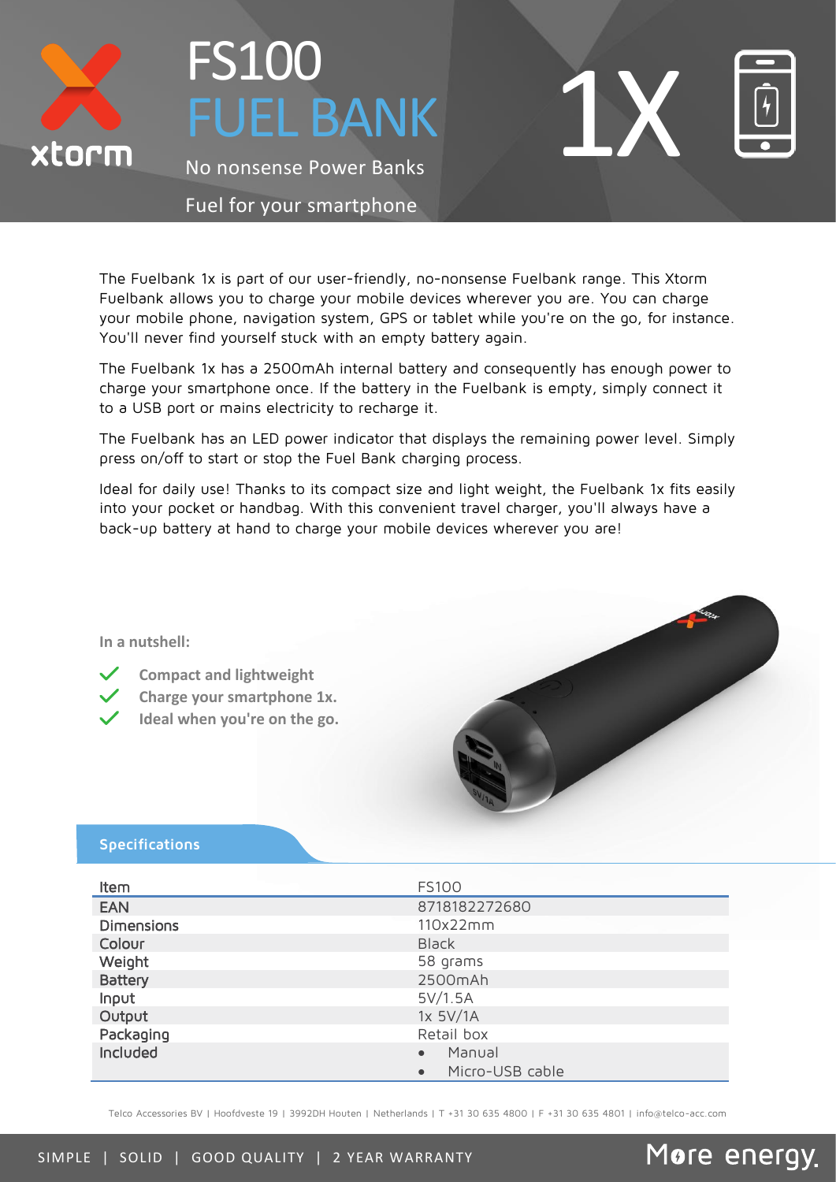# FS100
## FUEL BANK

No nonsense Power Banks

Fuel for your smartphone

1X

The Fuelbank 1x is part of our user-friendly, no-nonsense Fuelbank range. This Xtorm Fuelbank allows you to charge your mobile devices wherever you are. You can charge your mobile phone, navigation system, GPS or tablet while you're on the go, for instance. You'll never find yourself stuck with an empty battery again.

The Fuelbank 1x has a 2500mAh internal battery and consequently has enough power to charge your smartphone once. If the battery in the Fuelbank is empty, simply connect it to a USB port or mains electricity to recharge it.

The Fuelbank has an LED power indicator that displays the remaining power level. Simply press on/off to start or stop the Fuel Bank charging process.

Ideal for daily use! Thanks to its compact size and light weight, the Fuelbank 1x fits easily into your pocket or handbag. With this convenient travel charger, you'll always have a back-up battery at hand to charge your mobile devices wherever you are!

**In a nutshell:**

- ✓ **Compact and lightweight**
- ✓ **Charge your smartphone 1x.**
- ✓ **Ideal when you're on the go.**

## Specifications

| Item | FS100 |
|---|---|
| EAN | 8718182272680 |
| Dimensions | 110x22mm |
| Colour | Black |
| Weight | 58 grams |
| Battery | 2500mAh |
| Input | 5V/1.5A |
| Output | 1x 5V/1A |
| Packaging | Retail box |
| Included | • Manual<br>• Micro-USB cable |

Telco Accessories BV | Hoofdveste 19 | 3992DH Houten | Netherlands | T +31 30 635 4800 | F +31 30 635 4801 | info@telco-acc.com

SIMPLE | SOLID | GOOD QUALITY | 2 YEAR WARRANTY

More energy.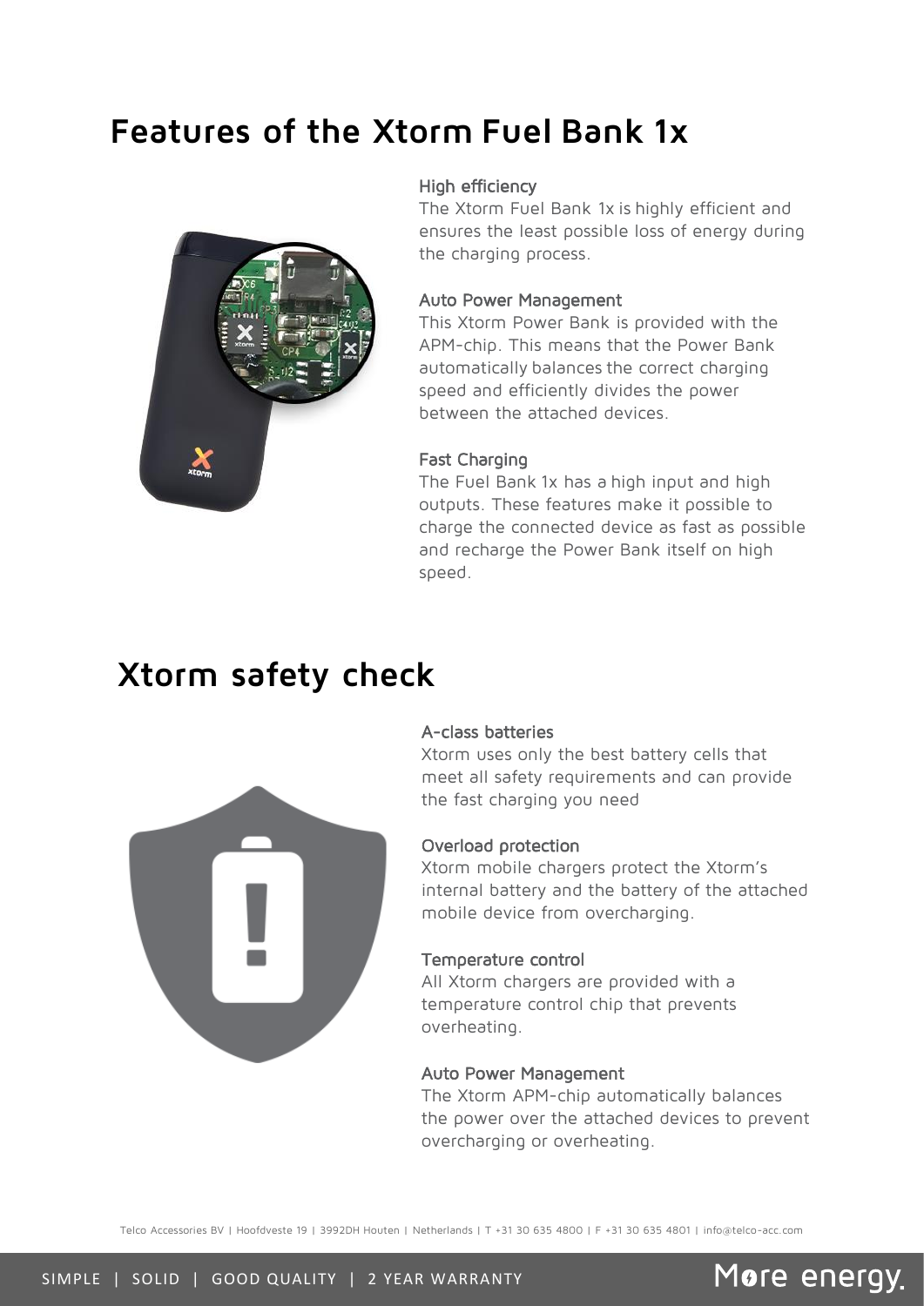# Features of the Xtorm Fuel Bank 1x

### High efficiency

The Xtorm Fuel Bank 1x is highly efficient and ensures the least possible loss of energy during the charging process.

### Auto Power Management

This Xtorm Power Bank is provided with the APM-chip. This means that the Power Bank automatically balances the correct charging speed and efficiently divides the power between the attached devices.

### Fast Charging

The Fuel Bank 1x has a high input and high outputs. These features make it possible to charge the connected device as fast as possible and recharge the Power Bank itself on high speed.

# Xtorm safety check

### A-class batteries

Xtorm uses only the best battery cells that meet all safety requirements and can provide the fast charging you need

### Overload protection

Xtorm mobile chargers protect the Xtorm's internal battery and the battery of the attached mobile device from overcharging.

### Temperature control

All Xtorm chargers are provided with a temperature control chip that prevents overheating.

### Auto Power Management

The Xtorm APM-chip automatically balances the power over the attached devices to prevent overcharging or overheating.

Telco Accessories BV | Hoofdveste 19 | 3992DH Houten | Netherlands | T +31 30 635 4800 | F +31 30 635 4801 | info@telco-acc.com

SIMPLE | SOLID | GOOD QUALITY | 2 YEAR WARRANTY

More energy.